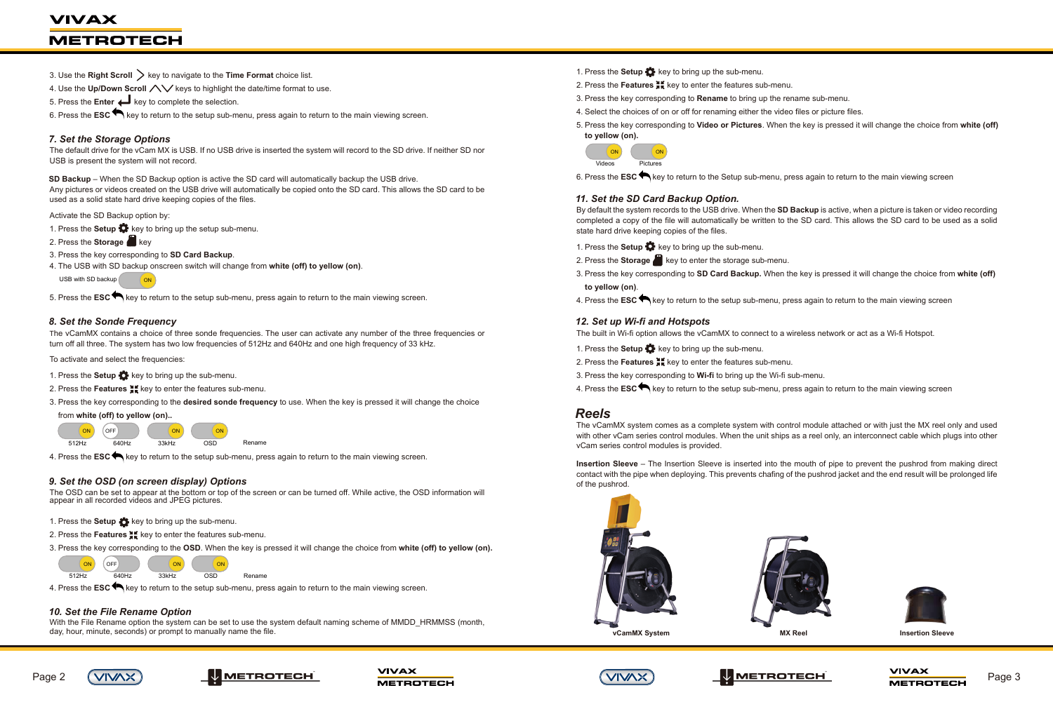3. Use the **Right Scroll** key to navigate to the **Time Format** choice list.
4. Use the **Up/Down Scroll** keys to highlight the date/time format to use.
5. Press the **Enter** key to complete the selection.
6. Press the **ESC** key to return to the setup sub-menu, press again to return to the main viewing screen.

### 7. Set the Storage Options

The default drive for the vCam MX is USB. If no USB drive is inserted the system will record to the SD drive. If neither SD nor USB is present the system will not record.

**SD Backup** – When the SD Backup option is active the SD card will automatically backup the USB drive.
Any pictures or videos created on the USB drive will automatically be copied onto the SD card. This allows the SD card to be used as a solid state hard drive keeping copies of the files.

Activate the SD Backup option by:

1. Press the **Setup** key to bring up the setup sub-menu.
2. Press the **Storage** key
3. Press the key corresponding to **SD Card Backup**.
4. The USB with SD backup onscreen switch will change from **white (off) to yellow (on)**.

USB with SD backup ON

5. Press the **ESC** key to return to the setup sub-menu, press again to return to the main viewing screen.

### 8. Set the Sonde Frequency

The vCamMX contains a choice of three sonde frequencies. The user can activate any number of the three frequencies or turn off all three. The system has two low frequencies of 512Hz and 640Hz and one high frequency of 33 kHz.

To activate and select the frequencies:

1. Press the **Setup** key to bring up the sub-menu.
2. Press the **Features** key to enter the features sub-menu.
3. Press the key corresponding to the **desired sonde frequency** to use. When the key is pressed it will change the choice from **white (off) to yellow (on)..**

512Hz ON | 640Hz OFF | 33kHz ON | OSD ON | Rename

4. Press the **ESC** key to return to the setup sub-menu, press again to return to the main viewing screen.

### 9. Set the OSD (on screen display) Options

The OSD can be set to appear at the bottom or top of the screen or can be turned off. While active, the OSD information will appear in all recorded videos and JPEG pictures.

1. Press the **Setup** key to bring up the sub-menu.
2. Press the **Features** key to enter the features sub-menu.
3. Press the key corresponding to the **OSD**. When the key is pressed it will change the choice from **white (off) to yellow (on).**

512Hz ON | 640Hz OFF | 33kHz ON | OSD ON | Rename

4. Press the **ESC** key to return to the setup sub-menu, press again to return to the main viewing screen.

### 10. Set the File Rename Option

With the File Rename option the system can be set to use the system default naming scheme of MMDD_HRMMSS (month, day, hour, minute, seconds) or prompt to manually name the file.

1. Press the **Setup** key to bring up the sub-menu.
2. Press the **Features** key to enter the features sub-menu.
3. Press the key corresponding to **Rename** to bring up the rename sub-menu.
4. Select the choices of on or off for renaming either the video files or picture files.
5. Press the key corresponding to **Video or Pictures**. When the key is pressed it will change the choice from **white (off) to yellow (on).**

Videos ON | Pictures ON

6. Press the **ESC** key to return to the Setup sub-menu, press again to return to the main viewing screen

### 11. Set the SD Card Backup Option.

By default the system records to the USB drive. When the **SD Backup** is active, when a picture is taken or video recording completed a copy of the file will automatically be written to the SD card. This allows the SD card to be used as a solid state hard drive keeping copies of the files.

1. Press the **Setup** key to bring up the sub-menu.
2. Press the **Storage** key to enter the storage sub-menu.
3. Press the key corresponding to **SD Card Backup.** When the key is pressed it will change the choice from **white (off) to yellow (on)**.
4. Press the **ESC** key to return to the setup sub-menu, press again to return to the main viewing screen

### 12. Set up Wi-fi and Hotspots

The built in Wi-fi option allows the vCamMX to connect to a wireless network or act as a Wi-fi Hotspot.

1. Press the **Setup** key to bring up the sub-menu.
2. Press the **Features** key to enter the features sub-menu.
3. Press the key corresponding to **Wi-fi** to bring up the Wi-fi sub-menu.
4. Press the **ESC** key to return to the setup sub-menu, press again to return to the main viewing screen

## Reels

The vCamMX system comes as a complete system with control module attached or with just the MX reel only and used with other vCam series control modules. When the unit ships as a reel only, an interconnect cable which plugs into other vCam series control modules is provided.

**Insertion Sleeve** – The Insertion Sleeve is inserted into the mouth of pipe to prevent the pushrod from making direct contact with the pipe when deploying. This prevents chafing of the pushrod jacket and the end result will be prolonged life of the pushrod.

**vCamMX System** | **MX Reel** | **Insertion Sleeve**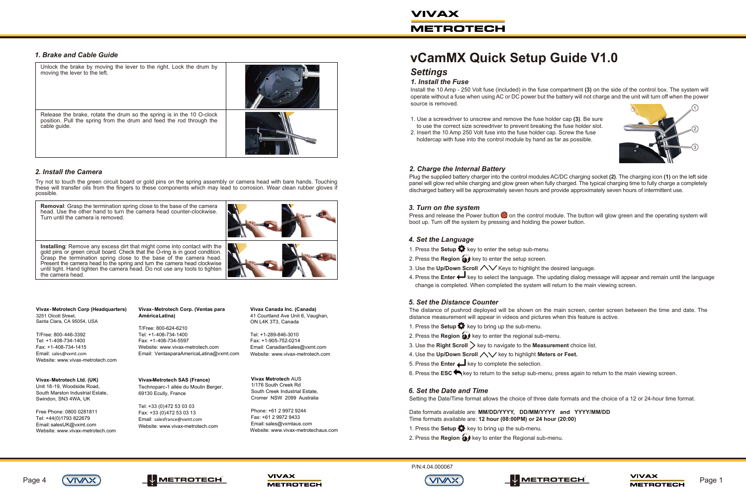## 1. Brake and Cable Guide

| | |
|---|---|
| Unlock the brake by moving the lever to the right. Lock the drum by moving the lever to the left. | |
| Release the brake, rotate the drum so the spring is in the 10 O-clock position. Pull the spring from the drum and feed the rod through the cable guide. | |

## 2. Install the Camera

Try not to touch the green circuit board or gold pins on the spring assembly or camera head with bare hands. Touching these will transfer oils from the fingers to these components which may lead to corrosion. Wear clean rubber gloves if possible.

| | |
|---|---|
| **Removal**: Grasp the termination spring close to the base of the camera head. Use the other hand to turn the camera head counter-clockwise. Turn until the camera is removed. | |
| **Installing**: Remove any excess dirt that might come into contact with the gold pins or green circuit board. Check that the O-ring is in good condition. Grasp the termination spring close to the base of the camera head. Present the camera head to the spring and turn the camera head clockwise until tight. Hand tighten the camera head. Do not use any tools to tighten the camera head. | |

**Vivax-Metrotech Corp (Headquarters)**
3251 Olcott Street,
Santa Clara, CA 95054, USA

T/Free: 800-446-3392
Tel: +1-408-734-1400
Fax: +1-408-734-1415
Email: sales@vxmt.com
Website: www.vivax-metrotech.com

**Vivax-Metrotech Corp. (Ventas para AméricaLatina)**

T/Free: 800-624-6210
Tel: +1-408-734-1400
Fax: +1-408-734-5597
Website: www.vivax-metrotech.com
Email: VentasparaAmericaLatina@vxmt.com

**Vivax Canada Inc. (Canada)**
41 Courtland Ave Unit 6, Vaughan,
ON L4K 3T3, Canada

Tel: +1-289-846-3010
Fax: +1-905-752-0214
Email: CanadianSales@vxmt.com
Website: www.vivax-metrotech.com

**Vivax-Metrotech Ltd. (UK)**
Unit 18-19, Woodside Road,
South Marston Industrial Estate,
Swindon, SN3 4WA, UK

Free Phone: 0800 0281811
Tel: +44(0)1793 822679
Email: salesUK@vxmt.com
Website: www.vivax-metrotech.com

**Vivax-Metrotech SAS (France)**
Technoparc-1 allée du Moulin Berger,
69130 Ecully, France

Tel: +33 (0)472 53 03 03
Fax: +33 (0)472 53 03 13
Email: salesfrance@vxmt.com
Website: www.vivax-metrotech.com

**Vivax Metrotech** AUS
1/176 South Creek Rd
South Creek Industrial Estate,
Cromer NSW 2099 Australia

Phone: +61 2 9972 9244
Fax: +61 2 9972 9433
Email: sales@vxmtaus.com
Website: www.vivax-metrotechaus.com

# vCamMX Quick Setup Guide V1.0

## Settings

### 1. Install the Fuse

Install the 10 Amp - 250 Volt fuse (included) in the fuse compartment **(3)** on the side of the control box. The system will operate without a fuse when using AC or DC power but the battery will not charge and the unit will turn off when the power source is removed.

1. Use a screwdriver to unscrew and remove the fuse holder cap **(3)**. Be sure to use the correct size screwdriver to prevent breaking the fuse holder slot.
2. Insert the 10 Amp 250 Volt fuse into the fuse holder cap. Screw the fuse holdercap with fuse into the control module by hand as far as possible.

1
2
3

### 2. Charge the Internal Battery

Plug the supplied battery charger into the control modules AC/DC charging socket **(2)**. The charging icon **(1)** on the left side panel will glow red while charging and glow green when fully charged. The typical charging time to fully charge a completely discharged battery will be approximately seven hours and provide approximately seven hours of intermittent use.

### 3. Turn on the system

Press and release the Power button on the control module. The button will glow green and the operating system will boot up. Turn off the system by pressing and holding the power button.

### 4. Set the Language

1. Press the **Setup** key to enter the setup sub-menu.
2. Press the **Region** key to enter the setup screen.
3. Use the **Up/Down Scroll** Keys to highlight the desired language.
4. Press the **Enter** key to select the language. The updating dialog message will appear and remain until the language change is completed. When completed the system will return to the main viewing screen.

### 5. Set the Distance Counter

The distance of pushrod deployed will be shown on the main screen, center screen between the time and date. The distance measurement will appear in videos and pictures when this feature is active.

1. Press the **Setup** key to bring up the sub-menu.
2. Press the **Region** key to enter the regional sub-menu.
3. Use the **Right Scroll** key to navigate to the **Measurement** choice list.
4. Use the **Up/Down Scroll** key to highlight **Meters or Feet.**
5. Press the **Enter** key to complete the selection.
6. Press the **ESC** key to return to the setup sub-menu, press again to return to the main viewing screen.

### 6. Set the Date and Time

Setting the Date/Time format allows the choice of three date formats and the choice of a 12 or 24-hour time format.

Date formats available are: **MM/DD/YYYY, DD/MM/YYYY and YYYY/MM/DD**
Time formats available are: **12 hour (08:00PM) or 24 hour (20:00)**

1. Press the **Setup** key to bring up the sub-menu.
2. Press the **Region** key to enter the Regional sub-menu.

P/N:4.04.000067